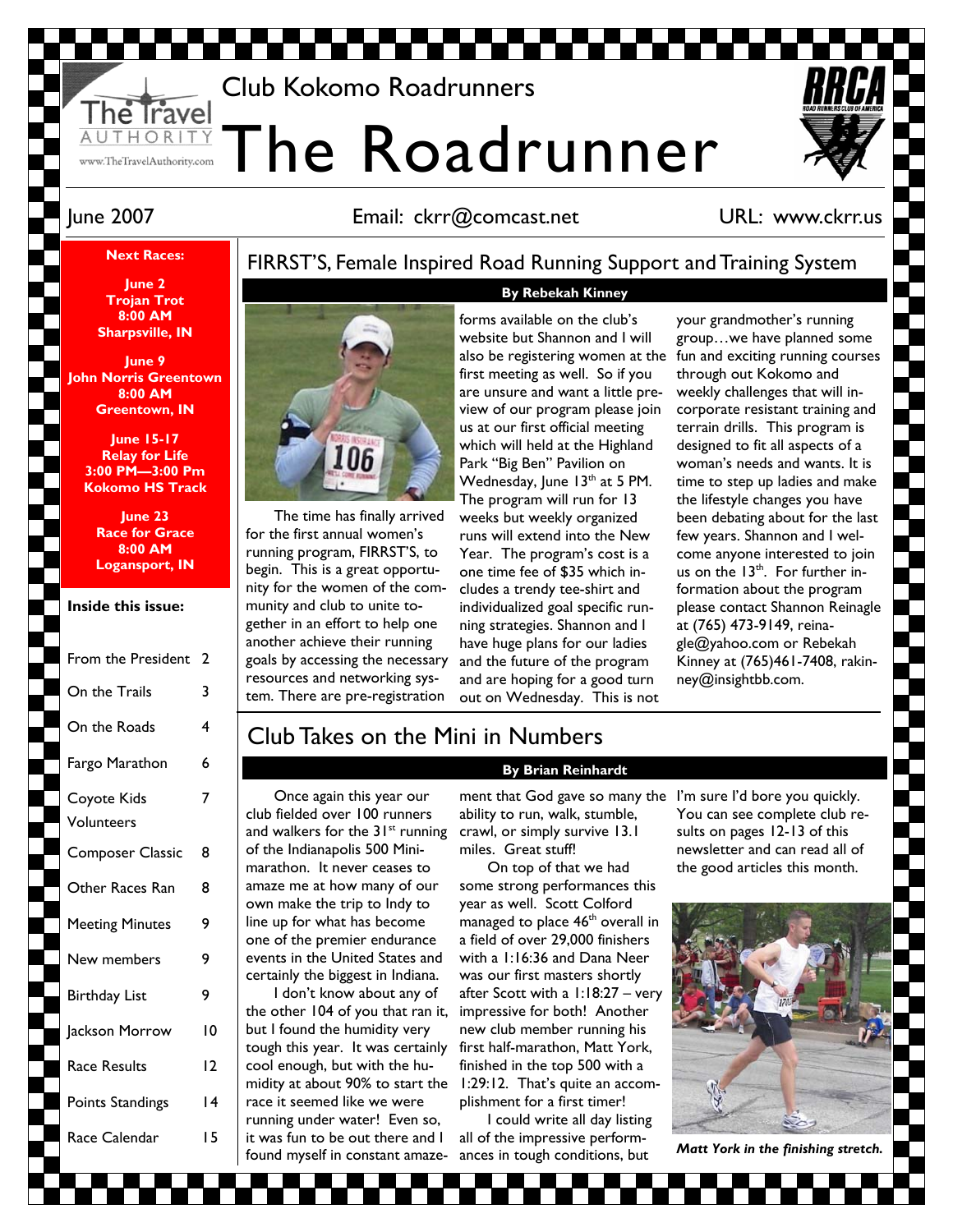Club Kokomo Roadrunners

# The Roadrunner

June 2007 | Email: ckrr@comcast.net | URL: www.ckrr.us

**Next Races:**

**June 2**
**Trojan Trot**
**8:00 AM**
**Sharpsville, IN**

**June 9**
**John Norris Greentown**
**8:00 AM**
**Greentown, IN**

**June 15-17**
**Relay for Life**
**3:00 PM—3:00 Pm**
**Kokomo HS Track**

**June 23**
**Race for Grace**
**8:00 AM**
**Logansport, IN**

**Inside this issue:**

| | |
|---|---|
| From the President | 2 |
| On the Trails | 3 |
| On the Roads | 4 |
| Fargo Marathon | 6 |
| Coyote Kids Volunteers | 7 |
| Composer Classic | 8 |
| Other Races Ran | 8 |
| Meeting Minutes | 9 |
| New members | 9 |
| Birthday List | 9 |
| Jackson Morrow | 10 |
| Race Results | 12 |
| Points Standings | 14 |
| Race Calendar | 15 |

## FIRRST'S, Female Inspired Road Running Support and Training System

**By Rebekah Kinney**

The time has finally arrived for the first annual women's running program, FIRRST'S, to begin. This is a great opportunity for the women of the community and club to unite together in an effort to help one another achieve their running goals by accessing the necessary resources and networking system. There are pre-registration forms available on the club's website but Shannon and I will also be registering women at the first meeting as well. So if you are unsure and want a little preview of our program please join us at our first official meeting which will held at the Highland Park "Big Ben" Pavilion on Wednesday, June 13th at 5 PM. The program will run for 13 weeks but weekly organized runs will extend into the New Year. The program's cost is a one time fee of $35 which includes a trendy tee-shirt and individualized goal specific running strategies. Shannon and I have huge plans for our ladies and the future of the program and are hoping for a good turn out on Wednesday. This is not your grandmother's running group…we have planned some fun and exciting running courses through out Kokomo and weekly challenges that will incorporate resistant training and terrain drills. This program is designed to fit all aspects of a woman's needs and wants. It is time to step up ladies and make the lifestyle changes you have been debating about for the last few years. Shannon and I welcome anyone interested to join us on the 13th. For further information about the program please contact Shannon Reinagle at (765) 473-9149, reinagle@yahoo.com or Rebekah Kinney at (765)461-7408, rakinney@insightbb.com.

## Club Takes on the Mini in Numbers

**By Brian Reinhardt**

Once again this year our club fielded over 100 runners and walkers for the 31st running of the Indianapolis 500 Mini-marathon. It never ceases to amaze me at how many of our own make the trip to Indy to line up for what has become one of the premier endurance events in the United States and certainly the biggest in Indiana.

I don't know about any of the other 104 of you that ran it, but I found the humidity very tough this year. It was certainly cool enough, but with the humidity at about 90% to start the race it seemed like we were running under water! Even so, it was fun to be out there and I found myself in constant amazement that God gave so many the ability to run, walk, stumble, crawl, or simply survive 13.1 miles. Great stuff!

On top of that we had some strong performances this year as well. Scott Colford managed to place 46th overall in a field of over 29,000 finishers with a 1:16:36 and Dana Neer was our first masters shortly after Scott with a 1:18:27 – very impressive for both! Another new club member running his first half-marathon, Matt York, finished in the top 500 with a 1:29:12. That's quite an accomplishment for a first timer!

I could write all day listing all of the impressive performances in tough conditions, but I'm sure I'd bore you quickly. You can see complete club results on pages 12-13 of this newsletter and can read all of the good articles this month.

*Matt York in the finishing stretch.*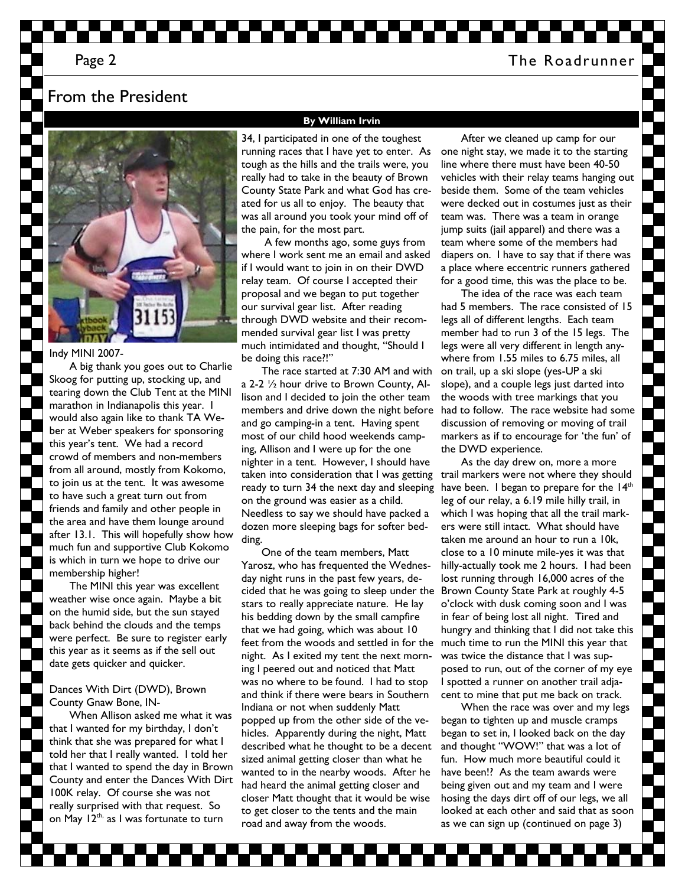## From the President

**By William Irvin**

Indy MINI 2007-

A big thank you goes out to Charlie Skoog for putting up, stocking up, and tearing down the Club Tent at the MINI marathon in Indianapolis this year. I would also again like to thank TA Weber at Weber speakers for sponsoring this year's tent. We had a record crowd of members and non-members from all around, mostly from Kokomo, to join us at the tent. It was awesome to have such a great turn out from friends and family and other people in the area and have them lounge around after 13.1. This will hopefully show how much fun and supportive Club Kokomo is which in turn we hope to drive our membership higher!

The MINI this year was excellent weather wise once again. Maybe a bit on the humid side, but the sun stayed back behind the clouds and the temps were perfect. Be sure to register early this year as it seems as if the sell out date gets quicker and quicker.

Dances With Dirt (DWD), Brown County Gnaw Bone, IN-

When Allison asked me what it was that I wanted for my birthday, I don't think that she was prepared for what I told her that I really wanted. I told her that I wanted to spend the day in Brown County and enter the Dances With Dirt 100K relay. Of course she was not really surprised with that request. So on May 12th, as I was fortunate to turn 34, I participated in one of the toughest running races that I have yet to enter. As tough as the hills and the trails were, you really had to take in the beauty of Brown County State Park and what God has created for us all to enjoy. The beauty that was all around you took your mind off of the pain, for the most part.

A few months ago, some guys from where I work sent me an email and asked if I would want to join in on their DWD relay team. Of course I accepted their proposal and we began to put together our survival gear list. After reading through DWD website and their recommended survival gear list I was pretty much intimidated and thought, "Should I be doing this race?!"

The race started at 7:30 AM and with a 2-2 ½ hour drive to Brown County, Allison and I decided to join the other team members and drive down the night before and go camping-in a tent. Having spent most of our child hood weekends camping, Allison and I were up for the one nighter in a tent. However, I should have taken into consideration that I was getting ready to turn 34 the next day and sleeping on the ground was easier as a child. Needless to say we should have packed a dozen more sleeping bags for softer bedding.

One of the team members, Matt Yarosz, who has frequented the Wednesday night runs in the past few years, decided that he was going to sleep under the stars to really appreciate nature. He lay his bedding down by the small campfire that we had going, which was about 10 feet from the woods and settled in for the night. As I exited my tent the next morning I peered out and noticed that Matt was no where to be found. I had to stop and think if there were bears in Southern Indiana or not when suddenly Matt popped up from the other side of the vehicles. Apparently during the night, Matt described what he thought to be a decent sized animal getting closer than what he wanted to in the nearby woods. After he had heard the animal getting closer and closer Matt thought that it would be wise to get closer to the tents and the main road and away from the woods.

After we cleaned up camp for our one night stay, we made it to the starting line where there must have been 40-50 vehicles with their relay teams hanging out beside them. Some of the team vehicles were decked out in costumes just as their team was. There was a team in orange jump suits (jail apparel) and there was a team where some of the members had diapers on. I have to say that if there was a place where eccentric runners gathered for a good time, this was the place to be.

The idea of the race was each team had 5 members. The race consisted of 15 legs all of different lengths. Each team member had to run 3 of the 15 legs. The legs were all very different in length anywhere from 1.55 miles to 6.75 miles, all on trail, up a ski slope (yes-UP a ski slope), and a couple legs just darted into the woods with tree markings that you had to follow. The race website had some discussion of removing or moving of trail markers as if to encourage for 'the fun' of the DWD experience.

As the day drew on, more a more trail markers were not where they should have been. I began to prepare for the 14th leg of our relay, a 6.19 mile hilly trail, in which I was hoping that all the trail markers were still intact. What should have taken me around an hour to run a 10k, close to a 10 minute mile-yes it was that hilly-actually took me 2 hours. I had been lost running through 16,000 acres of the Brown County State Park at roughly 4-5 o'clock with dusk coming soon and I was in fear of being lost all night. Tired and hungry and thinking that I did not take this much time to run the MINI this year that was twice the distance that I was supposed to run, out of the corner of my eye I spotted a runner on another trail adjacent to mine that put me back on track.

When the race was over and my legs began to tighten up and muscle cramps began to set in, I looked back on the day and thought "WOW!" that was a lot of fun. How much more beautiful could it have been!? As the team awards were being given out and my team and I were hosing the days dirt off of our legs, we all looked at each other and said that as soon as we can sign up (continued on page 3)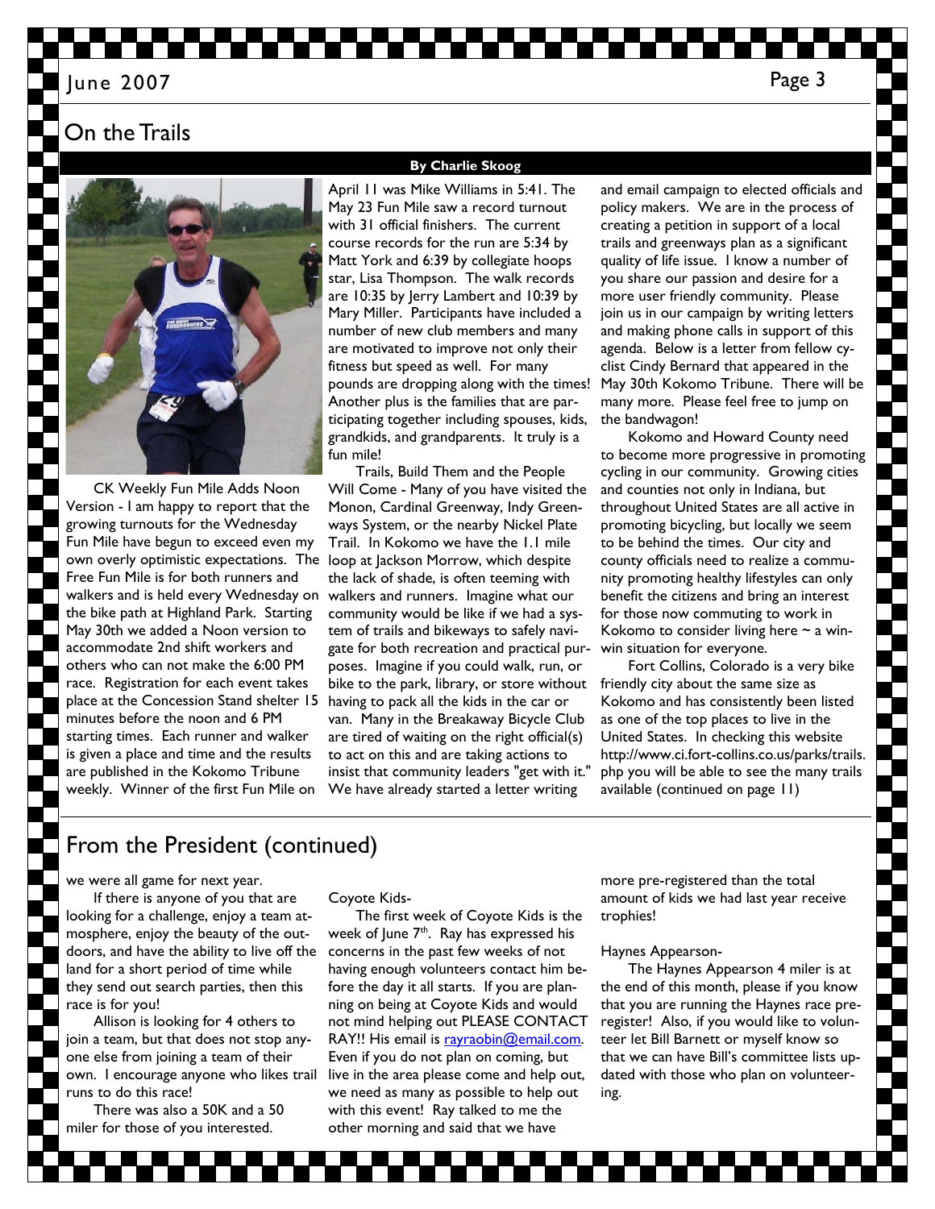## On the Trails

**By Charlie Skoog**

CK Weekly Fun Mile Adds Noon Version - I am happy to report that the growing turnouts for the Wednesday Fun Mile have begun to exceed even my own overly optimistic expectations. The Free Fun Mile is for both runners and walkers and is held every Wednesday on the bike path at Highland Park. Starting May 30th we added a Noon version to accommodate 2nd shift workers and others who can not make the 6:00 PM race. Registration for each event takes place at the Concession Stand shelter 15 minutes before the noon and 6 PM starting times. Each runner and walker is given a place and time and the results are published in the Kokomo Tribune weekly. Winner of the first Fun Mile on April 11 was Mike Williams in 5:41. The May 23 Fun Mile saw a record turnout with 31 official finishers. The current course records for the run are 5:34 by Matt York and 6:39 by collegiate hoops star, Lisa Thompson. The walk records are 10:35 by Jerry Lambert and 10:39 by Mary Miller. Participants have included a number of new club members and many are motivated to improve not only their fitness but speed as well. For many pounds are dropping along with the times! Another plus is the families that are participating together including spouses, kids, grandkids, and grandparents. It truly is a fun mile!

Trails, Build Them and the People Will Come - Many of you have visited the Monon, Cardinal Greenway, Indy Greenways System, or the nearby Nickel Plate Trail. In Kokomo we have the 1.1 mile loop at Jackson Morrow, which despite the lack of shade, is often teeming with walkers and runners. Imagine what our community would be like if we had a system of trails and bikeways to safely navigate for both recreation and practical purposes. Imagine if you could walk, run, or bike to the park, library, or store without having to pack all the kids in the car or van. Many in the Breakaway Bicycle Club are tired of waiting on the right official(s) to act on this and are taking actions to insist that community leaders "get with it." We have already started a letter writing and email campaign to elected officials and policy makers. We are in the process of creating a petition in support of a local trails and greenways plan as a significant quality of life issue. I know a number of you share our passion and desire for a more user friendly community. Please join us in our campaign by writing letters and making phone calls in support of this agenda. Below is a letter from fellow cyclist Cindy Bernard that appeared in the May 30th Kokomo Tribune. There will be many more. Please feel free to jump on the bandwagon!

Kokomo and Howard County need to become more progressive in promoting cycling in our community. Growing cities and counties not only in Indiana, but throughout United States are all active in promoting bicycling, but locally we seem to be behind the times. Our city and county officials need to realize a community promoting healthy lifestyles can only benefit the citizens and bring an interest for those now commuting to work in Kokomo to consider living here ~ a win-win situation for everyone.

Fort Collins, Colorado is a very bike friendly city about the same size as Kokomo and has consistently been listed as one of the top places to live in the United States. In checking this website http://www.ci.fort-collins.co.us/parks/trails.php you will be able to see the many trails available (continued on page 11)

## From the President (continued)

we were all game for next year.

If there is anyone of you that are looking for a challenge, enjoy a team atmosphere, enjoy the beauty of the outdoors, and have the ability to live off the land for a short period of time while they send out search parties, then this race is for you!

Allison is looking for 4 others to join a team, but that does not stop anyone else from joining a team of their own. I encourage anyone who likes trail runs to do this race!

There was also a 50K and a 50 miler for those of you interested.

Coyote Kids-

The first week of Coyote Kids is the week of June 7th. Ray has expressed his concerns in the past few weeks of not having enough volunteers contact him before the day it all starts. If you are planning on being at Coyote Kids and would not mind helping out PLEASE CONTACT RAY!! His email is rayraobin@email.com. Even if you do not plan on coming, but live in the area please come and help out, we need as many as possible to help out with this event! Ray talked to me the other morning and said that we have more pre-registered than the total amount of kids we had last year receive trophies!

Haynes Appearson-

The Haynes Appearson 4 miler is at the end of this month, please if you know that you are running the Haynes race pre-register! Also, if you would like to volunteer let Bill Barnett or myself know so that we can have Bill's committee lists updated with those who plan on volunteering.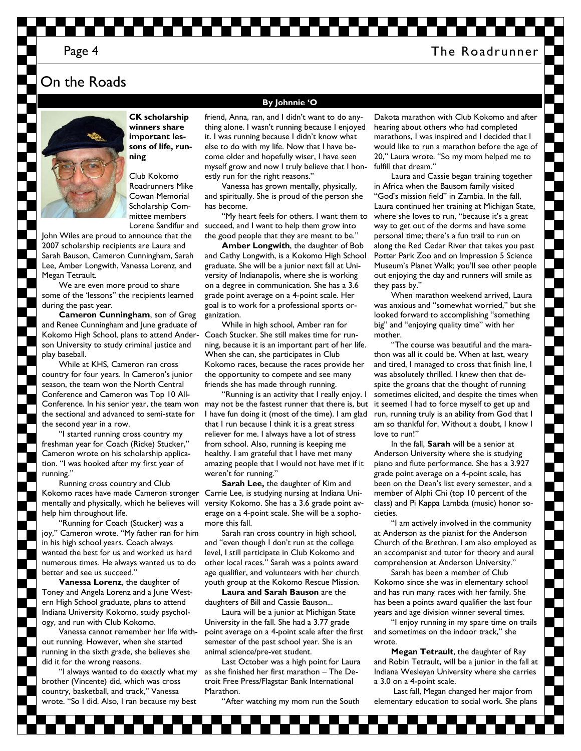## On the Roads

**By Johnnie 'O**

**CK scholarship winners share important lessons of life, running**

Club Kokomo Roadrunners Mike Cowan Memorial Scholarship Committee members Lorene Sandifur and John Wiles are proud to announce that the 2007 scholarship recipients are Laura and Sarah Bauson, Cameron Cunningham, Sarah Lee, Amber Longwith, Vanessa Lorenz, and Megan Tetrault.

We are even more proud to share some of the 'lessons" the recipients learned during the past year.

**Cameron Cunningham**, son of Greg and Renee Cunningham and June graduate of Kokomo High School, plans to attend Anderson University to study criminal justice and play baseball.

While at KHS, Cameron ran cross country for four years. In Cameron's junior season, the team won the North Central Conference and Cameron was Top 10 All-Conference. In his senior year, the team won the sectional and advanced to semi-state for the second year in a row.

"I started running cross country my freshman year for Coach (Ricke) Stucker," Cameron wrote on his scholarship application. "I was hooked after my first year of running."

Running cross country and Club Kokomo races have made Cameron stronger mentally and physically, which he believes will help him throughout life.

"Running for Coach (Stucker) was a joy," Cameron wrote. "My father ran for him in his high school years. Coach always wanted the best for us and worked us hard numerous times. He always wanted us to do better and see us succeed."

**Vanessa Lorenz**, the daughter of Toney and Angela Lorenz and a June Western High School graduate, plans to attend Indiana University Kokomo, study psychology, and run with Club Kokomo.

Vanessa cannot remember her life without running. However, when she started running in the sixth grade, she believes she did it for the wrong reasons.

"I always wanted to do exactly what my brother (Vincente) did, which was cross country, basketball, and track," Vanessa wrote. "So I did. Also, I ran because my best friend, Anna, ran, and I didn't want to do anything alone. I wasn't running because I enjoyed it. I was running because I didn't know what else to do with my life. Now that I have become older and hopefully wiser, I have seen myself grow and now I truly believe that I honestly run for the right reasons."

Vanessa has grown mentally, physically, and spiritually. She is proud of the person she has become.

"My heart feels for others. I want them to succeed, and I want to help them grow into the good people that they are meant to be."

**Amber Longwith**, the daughter of Bob and Cathy Longwith, is a Kokomo High School graduate. She will be a junior next fall at University of Indianapolis, where she is working on a degree in communication. She has a 3.6 grade point average on a 4-point scale. Her goal is to work for a professional sports organization.

While in high school, Amber ran for Coach Stucker. She still makes time for running, because it is an important part of her life. When she can, she participates in Club Kokomo races, because the races provide her the opportunity to compete and see many friends she has made through running.

"Running is an activity that I really enjoy. I may not be the fastest runner that there is, but I have fun doing it (most of the time). I am glad that I run because I think it is a great stress reliever for me. I always have a lot of stress from school. Also, running is keeping me healthy. I am grateful that I have met many amazing people that I would not have met if it weren't for running."

**Sarah Lee,** the daughter of Kim and Carrie Lee, is studying nursing at Indiana University Kokomo. She has a 3.6 grade point average on a 4-point scale. She will be a sophomore this fall.

Sarah ran cross country in high school, and "even though I don't run at the college level, I still participate in Club Kokomo and other local races." Sarah was a points award age qualifier, and volunteers with her church youth group at the Kokomo Rescue Mission.

**Laura and Sarah Bauson** are the daughters of Bill and Cassie Bauson...

Laura will be a junior at Michigan State University in the fall. She had a 3.77 grade point average on a 4-point scale after the first semester of the past school year. She is an animal science/pre-vet student.

Last October was a high point for Laura as she finished her first marathon – The Detroit Free Press/Flagstar Bank International Marathon.

"After watching my mom run the South Dakota marathon with Club Kokomo and after hearing about others who had completed marathons, I was inspired and I decided that I would like to run a marathon before the age of 20," Laura wrote. "So my mom helped me to fulfill that dream."

Laura and Cassie began training together in Africa when the Bausom family visited "God's mission field" in Zambia. In the fall, Laura continued her training at Michigan State, where she loves to run, "because it's a great way to get out of the dorms and have some personal time; there's a fun trail to run on along the Red Cedar River that takes you past Potter Park Zoo and on Impression 5 Science Museum's Planet Walk; you'll see other people out enjoying the day and runners will smile as they pass by."

When marathon weekend arrived, Laura was anxious and "somewhat worried," but she looked forward to accomplishing "something big" and "enjoying quality time" with her mother.

"The course was beautiful and the marathon was all it could be. When at last, weary and tired, I managed to cross that finish line, I was absolutely thrilled. I knew then that despite the groans that the thought of running sometimes elicited, and despite the times when it seemed I had to force myself to get up and run, running truly is an ability from God that I am so thankful for. Without a doubt, I know I love to run!"

In the fall, **Sarah** will be a senior at Anderson University where she is studying piano and flute performance. She has a 3.927 grade point average on a 4-point scale, has been on the Dean's list every semester, and a member of Alphi Chi (top 10 percent of the class) and Pi Kappa Lambda (music) honor societies.

"I am actively involved in the community at Anderson as the pianist for the Anderson Church of the Brethren. I am also employed as an accompanist and tutor for theory and aural comprehension at Anderson University."

Sarah has been a member of Club Kokomo since she was in elementary school and has run many races with her family. She has been a points award qualifier the last four years and age division winner several times.

"I enjoy running in my spare time on trails and sometimes on the indoor track," she wrote.

**Megan Tetrault**, the daughter of Ray and Robin Tetrault, will be a junior in the fall at Indiana Wesleyan University where she carries a 3.0 on a 4-point scale.

Last fall, Megan changed her major from elementary education to social work. She plans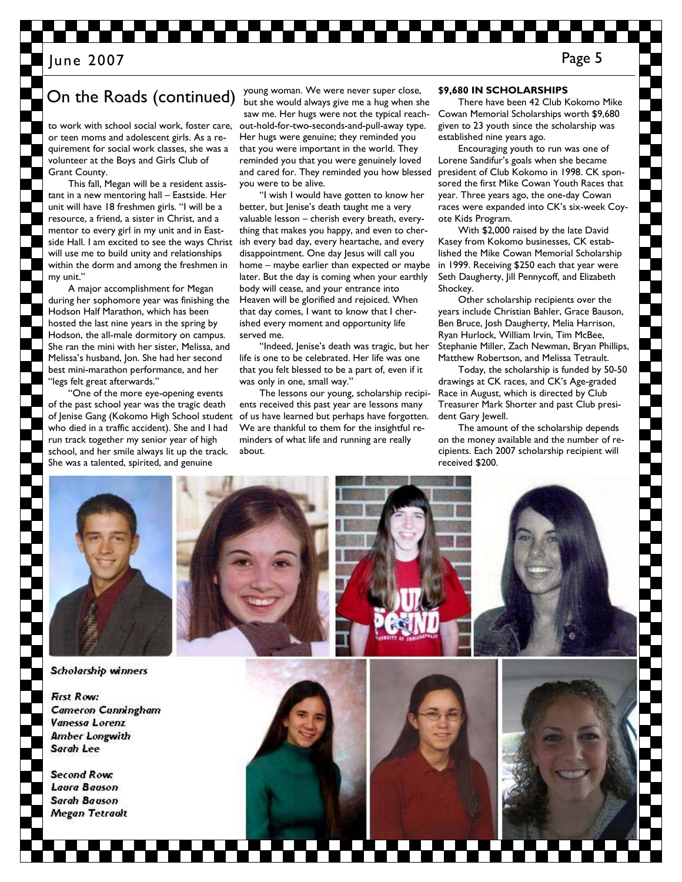## On the Roads (continued)

to work with school social work, foster care, or teen moms and adolescent girls. As a requirement for social work classes, she was a volunteer at the Boys and Girls Club of Grant County.

This fall, Megan will be a resident assistant in a new mentoring hall – Eastside. Her unit will have 18 freshmen girls. "I will be a resource, a friend, a sister in Christ, and a mentor to every girl in my unit and in Eastside Hall. I am excited to see the ways Christ will use me to build unity and relationships within the dorm and among the freshmen in my unit."

A major accomplishment for Megan during her sophomore year was finishing the Hodson Half Marathon, which has been hosted the last nine years in the spring by Hodson, the all-male dormitory on campus. She ran the mini with her sister, Melissa, and Melissa's husband, Jon. She had her second best mini-marathon performance, and her "legs felt great afterwards."

"One of the more eye-opening events of the past school year was the tragic death of Jenise Gang (Kokomo High School student who died in a traffic accident). She and I had run track together my senior year of high school, and her smile always lit up the track. She was a talented, spirited, and genuine young woman. We were never super close, but she would always give me a hug when she saw me. Her hugs were not the typical reach-out-hold-for-two-seconds-and-pull-away type. Her hugs were genuine; they reminded you that you were important in the world. They reminded you that you were genuinely loved and cared for. They reminded you how blessed you were to be alive.

"I wish I would have gotten to know her better, but Jenise's death taught me a very valuable lesson – cherish every breath, everything that makes you happy, and even to cherish every bad day, every heartache, and every disappointment. One day Jesus will call you home – maybe earlier than expected or maybe later. But the day is coming when your earthly body will cease, and your entrance into Heaven will be glorified and rejoiced. When that day comes, I want to know that I cherished every moment and opportunity life served me.

"Indeed, Jenise's death was tragic, but her life is one to be celebrated. Her life was one that you felt blessed to be a part of, even if it was only in one, small way."

The lessons our young, scholarship recipients received this past year are lessons many of us have learned but perhaps have forgotten. We are thankful to them for the insightful reminders of what life and running are really about.

**$9,680 IN SCHOLARSHIPS**

There have been 42 Club Kokomo Mike Cowan Memorial Scholarships worth $9,680 given to 23 youth since the scholarship was established nine years ago.

Encouraging youth to run was one of Lorene Sandifur's goals when she became president of Club Kokomo in 1998. CK sponsored the first Mike Cowan Youth Races that year. Three years ago, the one-day Cowan races were expanded into CK's six-week Coyote Kids Program.

With $2,000 raised by the late David Kasey from Kokomo businesses, CK established the Mike Cowan Memorial Scholarship in 1999. Receiving $250 each that year were Seth Daugherty, Jill Pennycoff, and Elizabeth Shockey.

Other scholarship recipients over the years include Christian Bahler, Grace Bauson, Ben Bruce, Josh Daugherty, Melia Harrison, Ryan Hurlock, William Irvin, Tim McBee, Stephanie Miller, Zach Newman, Bryan Phillips, Matthew Robertson, and Melissa Tetrault.

Today, the scholarship is funded by 50-50 drawings at CK races, and CK's Age-graded Race in August, which is directed by Club Treasurer Mark Shorter and past Club president Gary Jewell.

The amount of the scholarship depends on the money available and the number of recipients. Each 2007 scholarship recipient will received $200.

*Scholarship winners*

*First Row:*
*Cameron Cunningham*
*Vanessa Lorenz*
*Amber Longwith*
*Sarah Lee*

*Second Row:*
*Laura Bauson*
*Sarah Bauson*
*Megan Tetrault*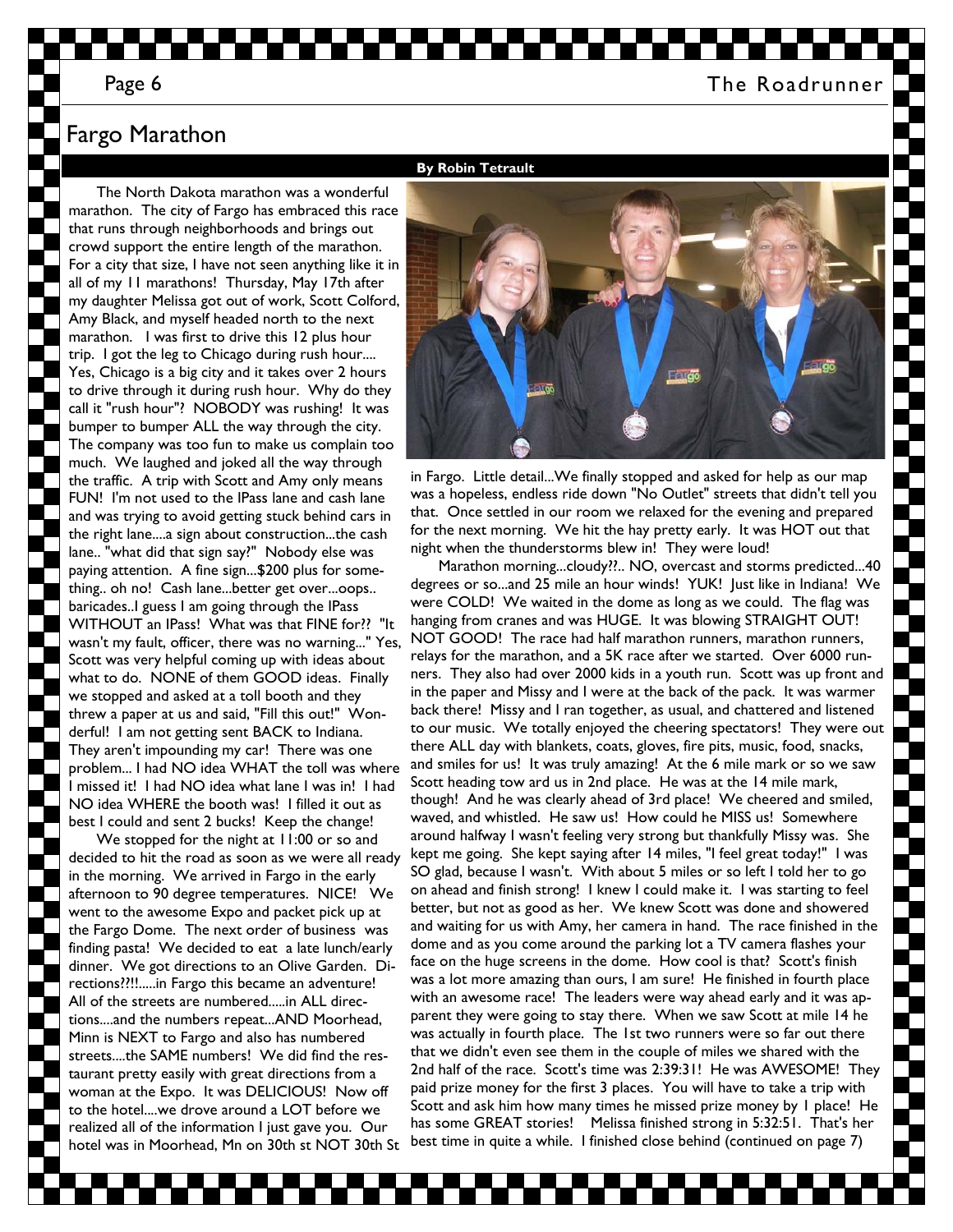# Fargo Marathon

**By Robin Tetrault**

The North Dakota marathon was a wonderful marathon. The city of Fargo has embraced this race that runs through neighborhoods and brings out crowd support the entire length of the marathon. For a city that size, I have not seen anything like it in all of my 11 marathons! Thursday, May 17th after my daughter Melissa got out of work, Scott Colford, Amy Black, and myself headed north to the next marathon. I was first to drive this 12 plus hour trip. I got the leg to Chicago during rush hour.... Yes, Chicago is a big city and it takes over 2 hours to drive through it during rush hour. Why do they call it "rush hour"? NOBODY was rushing! It was bumper to bumper ALL the way through the city. The company was too fun to make us complain too much. We laughed and joked all the way through the traffic. A trip with Scott and Amy only means FUN! I'm not used to the IPass lane and cash lane and was trying to avoid getting stuck behind cars in the right lane....a sign about construction...the cash lane.. "what did that sign say?" Nobody else was paying attention. A fine sign...$200 plus for something.. oh no! Cash lane...better get over...oops.. baricades..I guess I am going through the IPass WITHOUT an IPass! What was that FINE for?? "It wasn't my fault, officer, there was no warning..." Yes, Scott was very helpful coming up with ideas about what to do. NONE of them GOOD ideas. Finally we stopped and asked at a toll booth and they threw a paper at us and said, "Fill this out!" Wonderful! I am not getting sent BACK to Indiana. They aren't impounding my car! There was one problem... I had NO idea WHAT the toll was where I missed it! I had NO idea what lane I was in! I had NO idea WHERE the booth was! I filled it out as best I could and sent 2 bucks! Keep the change!

We stopped for the night at 11:00 or so and decided to hit the road as soon as we were all ready in the morning. We arrived in Fargo in the early afternoon to 90 degree temperatures. NICE! We went to the awesome Expo and packet pick up at the Fargo Dome. The next order of business was finding pasta! We decided to eat a late lunch/early dinner. We got directions to an Olive Garden. Directions??!!.....in Fargo this became an adventure! All of the streets are numbered.....in ALL directions....and the numbers repeat...AND Moorhead, Minn is NEXT to Fargo and also has numbered streets....the SAME numbers! We did find the restaurant pretty easily with great directions from a woman at the Expo. It was DELICIOUS! Now off to the hotel....we drove around a LOT before we realized all of the information I just gave you. Our hotel was in Moorhead, Mn on 30th st NOT 30th St in Fargo. Little detail...We finally stopped and asked for help as our map was a hopeless, endless ride down "No Outlet" streets that didn't tell you that. Once settled in our room we relaxed for the evening and prepared for the next morning. We hit the hay pretty early. It was HOT out that night when the thunderstorms blew in! They were loud!

Marathon morning...cloudy??.. NO, overcast and storms predicted...40 degrees or so...and 25 mile an hour winds! YUK! Just like in Indiana! We were COLD! We waited in the dome as long as we could. The flag was hanging from cranes and was HUGE. It was blowing STRAIGHT OUT! NOT GOOD! The race had half marathon runners, marathon runners, relays for the marathon, and a 5K race after we started. Over 6000 runners. They also had over 2000 kids in a youth run. Scott was up front and in the paper and Missy and I were at the back of the pack. It was warmer back there! Missy and I ran together, as usual, and chattered and listened to our music. We totally enjoyed the cheering spectators! They were out there ALL day with blankets, coats, gloves, fire pits, music, food, snacks, and smiles for us! It was truly amazing! At the 6 mile mark or so we saw Scott heading tow ard us in 2nd place. He was at the 14 mile mark, though! And he was clearly ahead of 3rd place! We cheered and smiled, waved, and whistled. He saw us! How could he MISS us! Somewhere around halfway I wasn't feeling very strong but thankfully Missy was. She kept me going. She kept saying after 14 miles, "I feel great today!" I was SO glad, because I wasn't. With about 5 miles or so left I told her to go on ahead and finish strong! I knew I could make it. I was starting to feel better, but not as good as her. We knew Scott was done and showered and waiting for us with Amy, her camera in hand. The race finished in the dome and as you come around the parking lot a TV camera flashes your face on the huge screens in the dome. How cool is that? Scott's finish was a lot more amazing than ours, I am sure! He finished in fourth place with an awesome race! The leaders were way ahead early and it was apparent they were going to stay there. When we saw Scott at mile 14 he was actually in fourth place. The 1st two runners were so far out there that we didn't even see them in the couple of miles we shared with the 2nd half of the race. Scott's time was 2:39:31! He was AWESOME! They paid prize money for the first 3 places. You will have to take a trip with Scott and ask him how many times he missed prize money by 1 place! He has some GREAT stories! Melissa finished strong in 5:32:51. That's her best time in quite a while. I finished close behind (continued on page 7)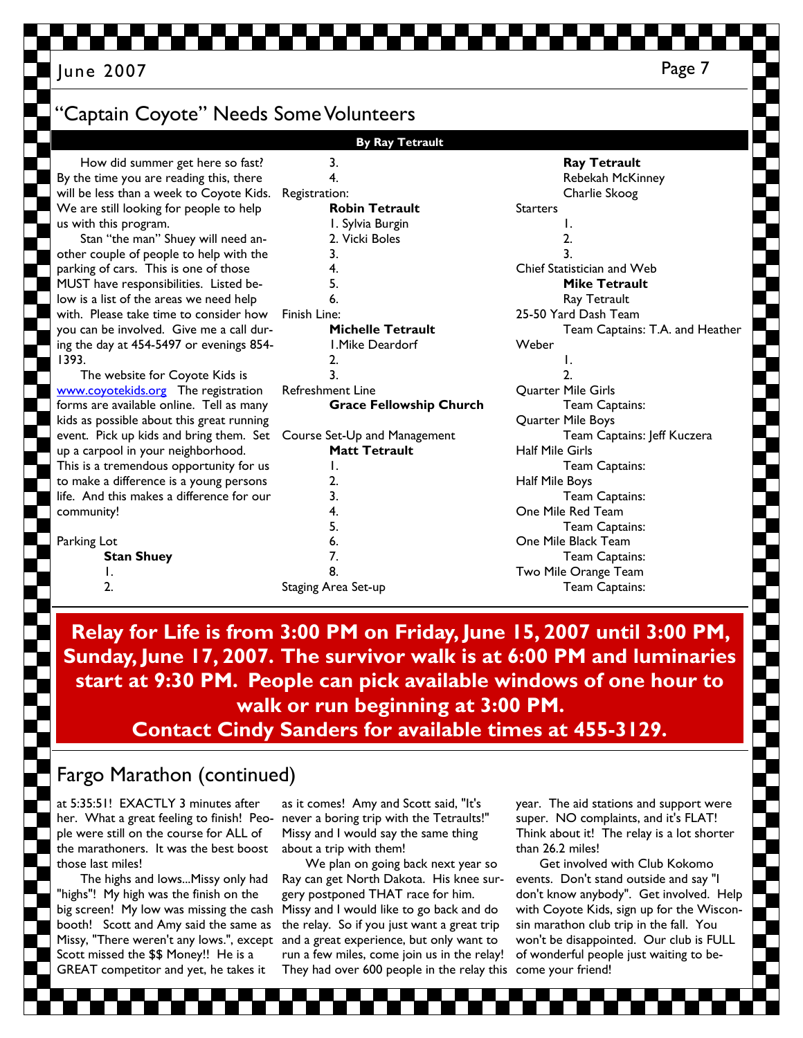# "Captain Coyote" Needs Some Volunteers

**By Ray Tetrault**

How did summer get here so fast? By the time you are reading this, there will be less than a week to Coyote Kids. We are still looking for people to help us with this program.

Stan "the man" Shuey will need another couple of people to help with the parking of cars. This is one of those MUST have responsibilities. Listed below is a list of the areas we need help with. Please take time to consider how you can be involved. Give me a call during the day at 454-5497 or evenings 854-1393.

The website for Coyote Kids is www.coyotekids.org The registration forms are available online. Tell as many kids as possible about this great running event. Pick up kids and bring them. Set up a carpool in your neighborhood. This is a tremendous opportunity for us to make a difference is a young persons life. And this makes a difference for our community!

Parking Lot
- **Stan Shuey**
- 1.
- 2.
- 3.
- 4.

Registration:
- **Robin Tetrault**
- 1. Sylvia Burgin
- 2. Vicki Boles
- 3.
- 4.
- 5.
- 6.

Finish Line:
- **Michelle Tetrault**
- 1.Mike Deardorf
- 2.
- 3.

Refreshment Line
- **Grace Fellowship Church**

Course Set-Up and Management
- **Matt Tetrault**
- 1.
- 2.
- 3.
- 4.
- 5.
- 6.
- 7.
- 8.

Staging Area Set-up
- **Ray Tetrault**
- Rebekah McKinney
- Charlie Skoog

Starters
- 1.
- 2.
- 3.

Chief Statistician and Web
- **Mike Tetrault**
- Ray Tetrault

25-50 Yard Dash Team
- Team Captains: T.A. and Heather Weber
- 1.
- 2.

Quarter Mile Girls
- Team Captains:

Quarter Mile Boys
- Team Captains: Jeff Kuczera

Half Mile Girls
- Team Captains:

Half Mile Boys
- Team Captains:

One Mile Red Team
- Team Captains:

One Mile Black Team
- Team Captains:

Two Mile Orange Team
- Team Captains:

**Relay for Life is from 3:00 PM on Friday, June 15, 2007 until 3:00 PM, Sunday, June 17, 2007. The survivor walk is at 6:00 PM and luminaries start at 9:30 PM. People can pick available windows of one hour to walk or run beginning at 3:00 PM.**

**Contact Cindy Sanders for available times at 455-3129.**

# Fargo Marathon (continued)

at 5:35:51! EXACTLY 3 minutes after her. What a great feeling to finish! People were still on the course for ALL of the marathoners. It was the best boost those last miles!

The highs and lows...Missy only had "highs"! My high was the finish on the big screen! My low was missing the cash booth! Scott and Amy said the same as Missy, "There weren't any lows.", except Scott missed the $$ Money!! He is a GREAT competitor and yet, he takes it as it comes! Amy and Scott said, "It's never a boring trip with the Tetraults!" Missy and I would say the same thing about a trip with them!

We plan on going back next year so Ray can get North Dakota. His knee surgery postponed THAT race for him. Missy and I would like to go back and do the relay. So if you just want a great trip and a great experience, but only want to run a few miles, come join us in the relay! They had over 600 people in the relay this year. The aid stations and support were super. NO complaints, and it's FLAT! Think about it! The relay is a lot shorter than 26.2 miles!

Get involved with Club Kokomo events. Don't stand outside and say "I don't know anybody". Get involved. Help with Coyote Kids, sign up for the Wisconsin marathon club trip in the fall. You won't be disappointed. Our club is FULL of wonderful people just waiting to become your friend!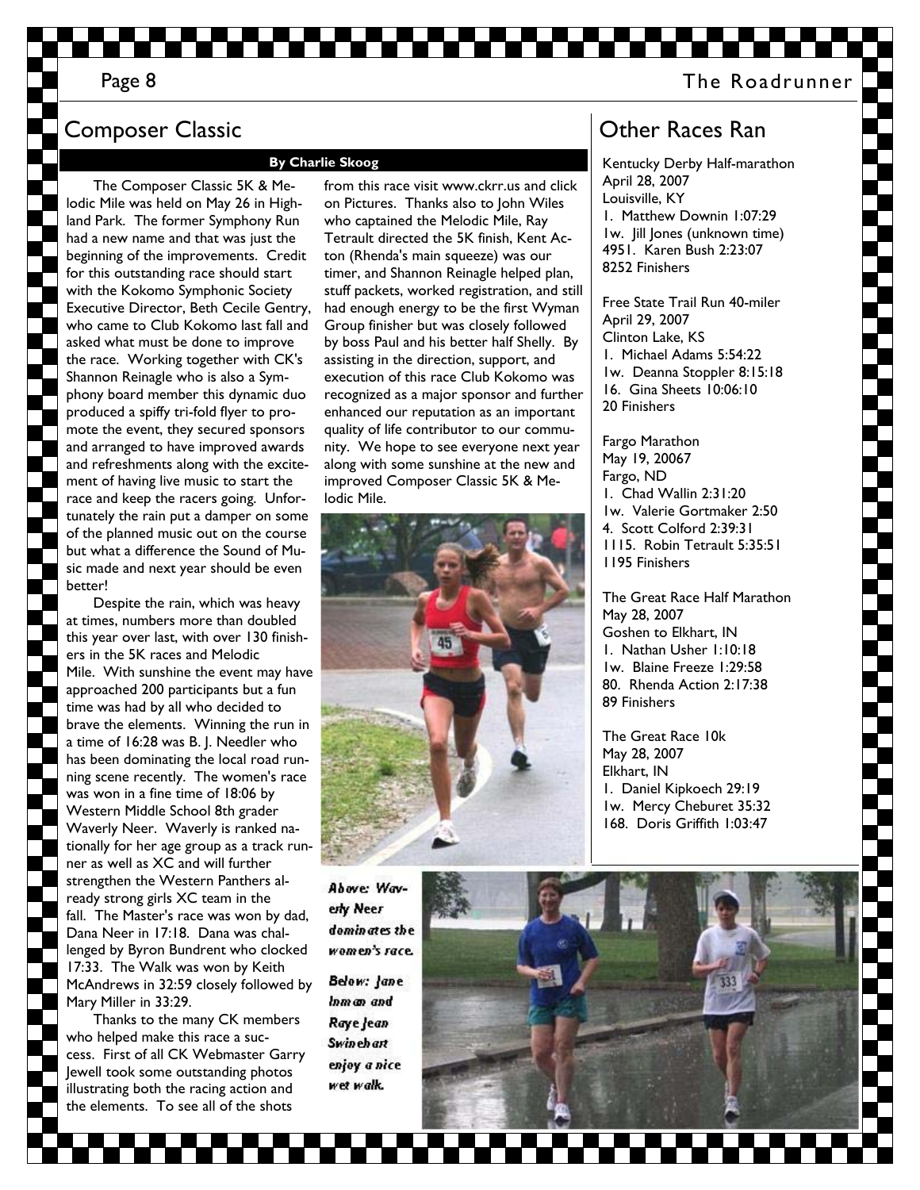## Composer Classic

**By Charlie Skoog**

The Composer Classic 5K & Melodic Mile was held on May 26 in Highland Park. The former Symphony Run had a new name and that was just the beginning of the improvements. Credit for this outstanding race should start with the Kokomo Symphonic Society Executive Director, Beth Cecile Gentry, who came to Club Kokomo last fall and asked what must be done to improve the race. Working together with CK's Shannon Reinagle who is also a Symphony board member this dynamic duo produced a spiffy tri-fold flyer to promote the event, they secured sponsors and arranged to have improved awards and refreshments along with the excitement of having live music to start the race and keep the racers going. Unfortunately the rain put a damper on some of the planned music out on the course but what a difference the Sound of Music made and next year should be even better!

Despite the rain, which was heavy at times, numbers more than doubled this year over last, with over 130 finishers in the 5K races and Melodic Mile. With sunshine the event may have approached 200 participants but a fun time was had by all who decided to brave the elements. Winning the run in a time of 16:28 was B. J. Needler who has been dominating the local road running scene recently. The women's race was won in a fine time of 18:06 by Western Middle School 8th grader Waverly Neer. Waverly is ranked nationally for her age group as a track runner as well as XC and will further strengthen the Western Panthers already strong girls XC team in the fall. The Master's race was won by dad, Dana Neer in 17:18. Dana was challenged by Byron Bundrent who clocked 17:33. The Walk was won by Keith McAndrews in 32:59 closely followed by Mary Miller in 33:29.

Thanks to the many CK members who helped make this race a success. First of all CK Webmaster Garry Jewell took some outstanding photos illustrating both the racing action and the elements. To see all of the shots from this race visit www.ckrr.us and click on Pictures. Thanks also to John Wiles who captained the Melodic Mile, Ray Tetrault directed the 5K finish, Kent Acton (Rhenda's main squeeze) was our timer, and Shannon Reinagle helped plan, stuff packets, worked registration, and still had enough energy to be the first Wyman Group finisher but was closely followed by boss Paul and his better half Shelly. By assisting in the direction, support, and execution of this race Club Kokomo was recognized as a major sponsor and further enhanced our reputation as an important quality of life contributor to our community. We hope to see everyone next year along with some sunshine at the new and improved Composer Classic 5K & Melodic Mile.

*Above: Waverly Neer dominates the women's race.*

*Below: Jane Inman and Raye Jean Swinehart enjoy a nice wet walk.*

## Other Races Ran

Kentucky Derby Half-marathon
April 28, 2007
Louisville, KY
1. Matthew Downin 1:07:29
1w. Jill Jones (unknown time)
4951. Karen Bush 2:23:07
8252 Finishers

Free State Trail Run 40-miler
April 29, 2007
Clinton Lake, KS
1. Michael Adams 5:54:22
1w. Deanna Stoppler 8:15:18
16. Gina Sheets 10:06:10
20 Finishers

Fargo Marathon
May 19, 20067
Fargo, ND
1. Chad Wallin 2:31:20
1w. Valerie Gortmaker 2:50
4. Scott Colford 2:39:31
1115. Robin Tetrault 5:35:51
1195 Finishers

The Great Race Half Marathon
May 28, 2007
Goshen to Elkhart, IN
1. Nathan Usher 1:10:18
1w. Blaine Freeze 1:29:58
80. Rhenda Action 2:17:38
89 Finishers

The Great Race 10k
May 28, 2007
Elkhart, IN
1. Daniel Kipkoech 29:19
1w. Mercy Cheburet 35:32
168. Doris Griffith 1:03:47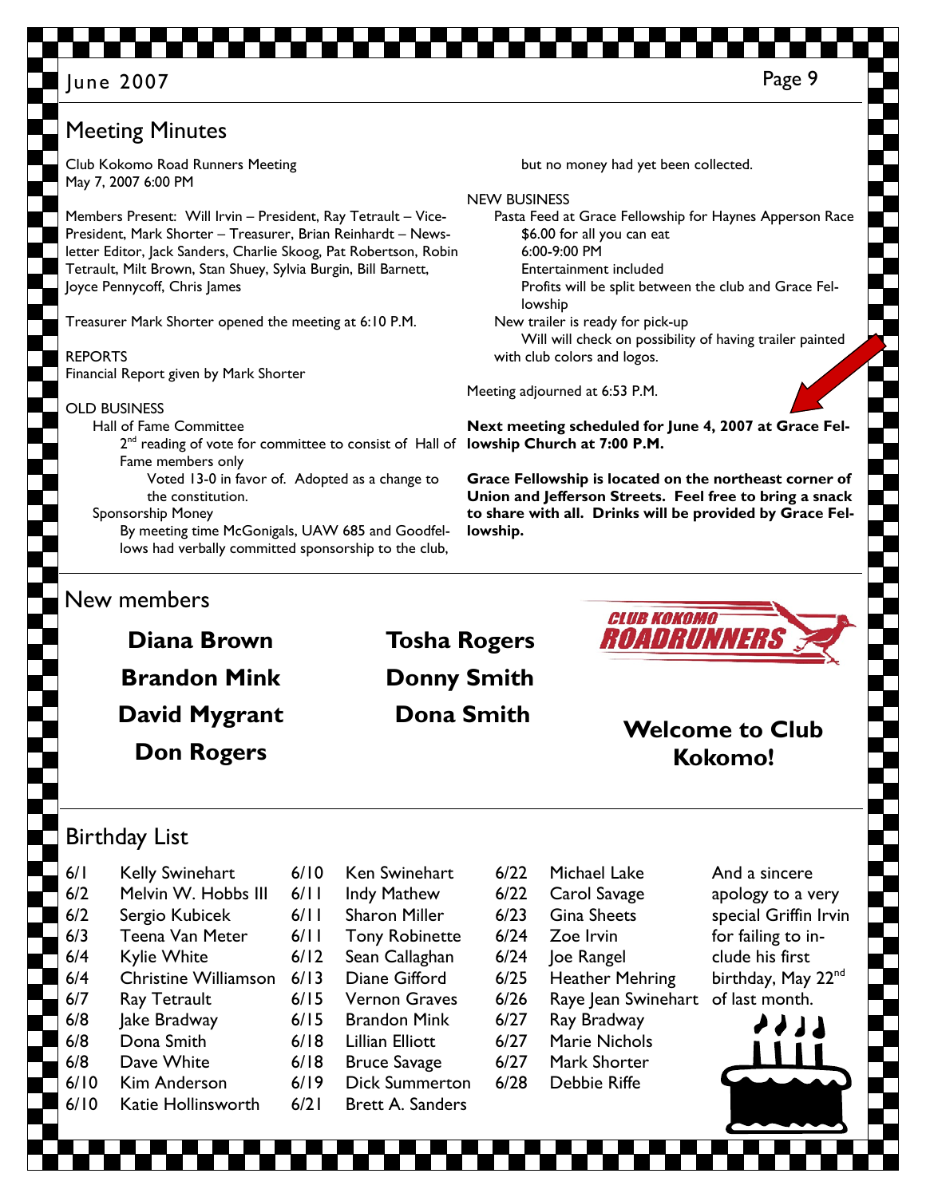## Meeting Minutes

Club Kokomo Road Runners Meeting
May 7, 2007 6:00 PM

Members Present: Will Irvin – President, Ray Tetrault – Vice-President, Mark Shorter – Treasurer, Brian Reinhardt – Newsletter Editor, Jack Sanders, Charlie Skoog, Pat Robertson, Robin Tetrault, Milt Brown, Stan Shuey, Sylvia Burgin, Bill Barnett, Joyce Pennycoff, Chris James

Treasurer Mark Shorter opened the meeting at 6:10 P.M.

REPORTS
Financial Report given by Mark Shorter

OLD BUSINESS
- Hall of Fame Committee
  - 2nd reading of vote for committee to consist of Hall of Fame members only
    - Voted 13-0 in favor of. Adopted as a change to the constitution.
- Sponsorship Money
  - By meeting time McGonigals, UAW 685 and Goodfellows had verbally committed sponsorship to the club, but no money had yet been collected.

NEW BUSINESS
- Pasta Feed at Grace Fellowship for Haynes Apperson Race
  - $6.00 for all you can eat
  - 6:00-9:00 PM
  - Entertainment included
  - Profits will be split between the club and Grace Fellowship
- New trailer is ready for pick-up
  - Will will check on possibility of having trailer painted with club colors and logos.

Meeting adjourned at 6:53 P.M.

**Next meeting scheduled for June 4, 2007 at Grace Fellowship Church at 7:00 P.M.**

**Grace Fellowship is located on the northeast corner of Union and Jefferson Streets. Feel free to bring a snack to share with all. Drinks will be provided by Grace Fellowship.**

## New members

**Diana Brown**
**Brandon Mink**
**David Mygrant**
**Don Rogers**
**Tosha Rogers**
**Donny Smith**
**Dona Smith**

CLUB KOKOMO ROADRUNNERS

**Welcome to Club Kokomo!**

## Birthday List

| | | | | | |
|---|---|---|---|---|---|
| 6/1 | Kelly Swinehart | 6/10 | Ken Swinehart | 6/22 | Michael Lake |
| 6/2 | Melvin W. Hobbs III | 6/11 | Indy Mathew | 6/22 | Carol Savage |
| 6/2 | Sergio Kubicek | 6/11 | Sharon Miller | 6/23 | Gina Sheets |
| 6/3 | Teena Van Meter | 6/11 | Tony Robinette | 6/24 | Zoe Irvin |
| 6/4 | Kylie White | 6/12 | Sean Callaghan | 6/24 | Joe Rangel |
| 6/4 | Christine Williamson | 6/13 | Diane Gifford | 6/25 | Heather Mehring |
| 6/7 | Ray Tetrault | 6/15 | Vernon Graves | 6/26 | Raye Jean Swinehart |
| 6/8 | Jake Bradway | 6/15 | Brandon Mink | 6/27 | Ray Bradway |
| 6/8 | Dona Smith | 6/18 | Lillian Elliott | 6/27 | Marie Nichols |
| 6/8 | Dave White | 6/18 | Bruce Savage | 6/27 | Mark Shorter |
| 6/10 | Kim Anderson | 6/19 | Dick Summerton | 6/28 | Debbie Riffe |
| 6/10 | Katie Hollinsworth | 6/21 | Brett A. Sanders | | |

And a sincere apology to a very special Griffin Irvin for failing to include his first birthday, May 22nd of last month.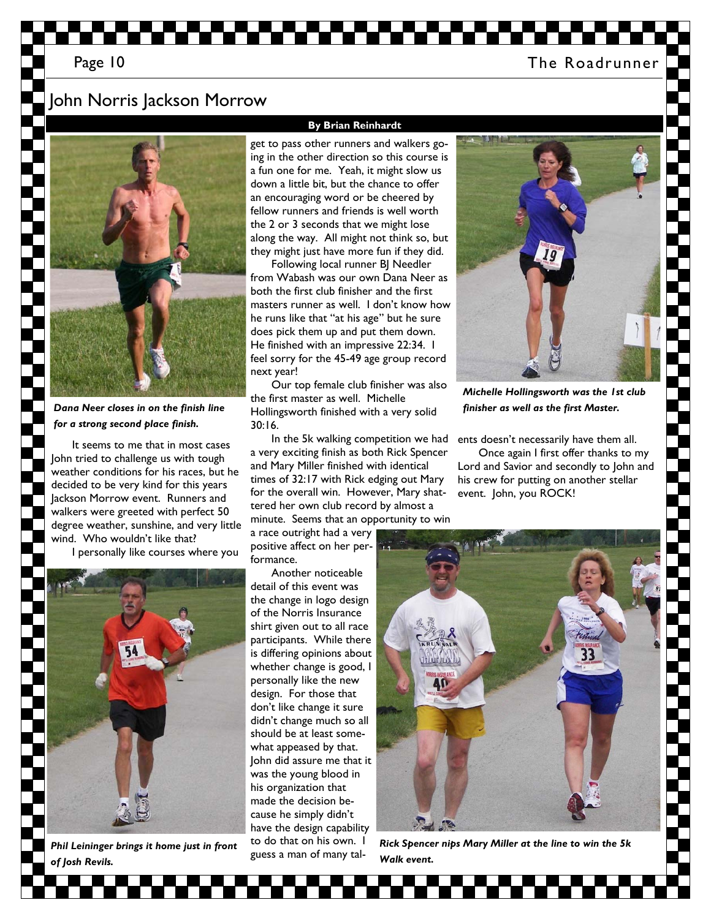# John Norris Jackson Morrow

**By Brian Reinhardt**

*Dana Neer closes in on the finish line for a strong second place finish.*

It seems to me that in most cases John tried to challenge us with tough weather conditions for his races, but he decided to be very kind for this years Jackson Morrow event. Runners and walkers were greeted with perfect 50 degree weather, sunshine, and very little wind. Who wouldn't like that?

I personally like courses where you get to pass other runners and walkers going in the other direction so this course is a fun one for me. Yeah, it might slow us down a little bit, but the chance to offer an encouraging word or be cheered by fellow runners and friends is well worth the 2 or 3 seconds that we might lose along the way. All might not think so, but they might just have more fun if they did.

Following local runner BJ Needler from Wabash was our own Dana Neer as both the first club finisher and the first masters runner as well. I don't know how he runs like that "at his age" but he sure does pick them up and put them down. He finished with an impressive 22:34. I feel sorry for the 45-49 age group record next year!

Our top female club finisher was also the first master as well. Michelle Hollingsworth finished with a very solid 30:16.

In the 5k walking competition we had a very exciting finish as both Rick Spencer and Mary Miller finished with identical times of 32:17 with Rick edging out Mary for the overall win. However, Mary shattered her own club record by almost a minute. Seems that an opportunity to win a race outright had a very positive affect on her performance.

Another noticeable detail of this event was the change in logo design of the Norris Insurance shirt given out to all race participants. While there is differing opinions about whether change is good, I personally like the new design. For those that don't like change it sure didn't change much so all should be at least somewhat appeased by that. John did assure me that it was the young blood in his organization that made the decision because he simply didn't have the design capability to do that on his own. I guess a man of many talents doesn't necessarily have them all.

Once again I first offer thanks to my Lord and Savior and secondly to John and his crew for putting on another stellar event. John, you ROCK!

*Michelle Hollingsworth was the 1st club finisher as well as the first Master.*

*Phil Leininger brings it home just in front of Josh Revils.*

*Rick Spencer nips Mary Miller at the line to win the 5k Walk event.*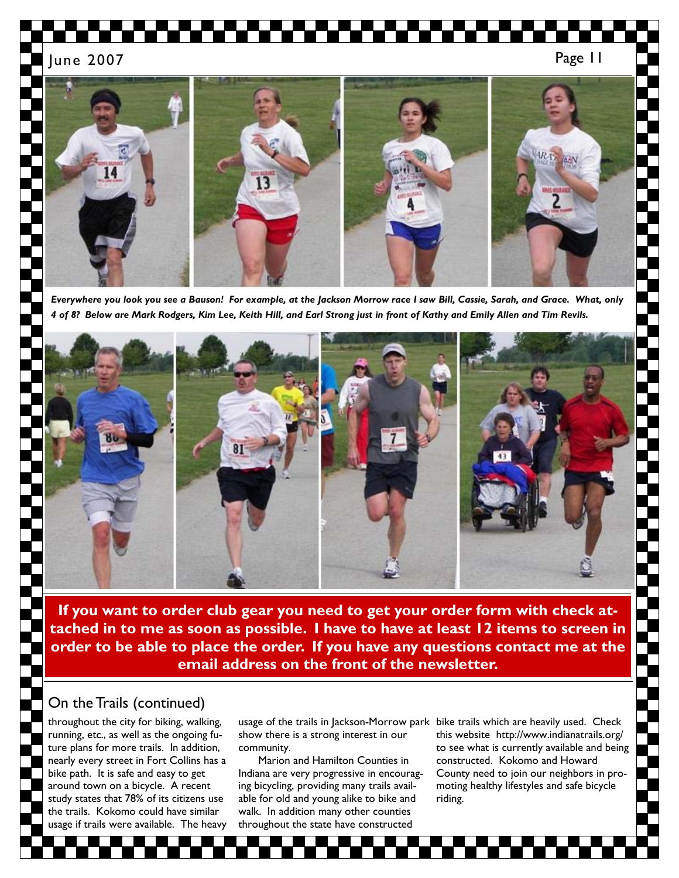*Everywhere you look you see a Bauson! For example, at the Jackson Morrow race I saw Bill, Cassie, Sarah, and Grace. What, only 4 of 8? Below are Mark Rodgers, Kim Lee, Keith Hill, and Earl Strong just in front of Kathy and Emily Allen and Tim Revils.*

**If you want to order club gear you need to get your order form with check attached in to me as soon as possible. I have to have at least 12 items to screen in order to be able to place the order. If you have any questions contact me at the email address on the front of the newsletter.**

## On the Trails (continued)

throughout the city for biking, walking, running, etc., as well as the ongoing future plans for more trails. In addition, nearly every street in Fort Collins has a bike path. It is safe and easy to get around town on a bicycle. A recent study states that 78% of its citizens use the trails. Kokomo could have similar usage if trails were available. The heavy usage of the trails in Jackson-Morrow park show there is a strong interest in our community.

Marion and Hamilton Counties in Indiana are very progressive in encouraging bicycling, providing many trails available for old and young alike to bike and walk. In addition many other counties throughout the state have constructed bike trails which are heavily used. Check this website http://www.indianatrails.org/ to see what is currently available and being constructed. Kokomo and Howard County need to join our neighbors in promoting healthy lifestyles and safe bicycle riding.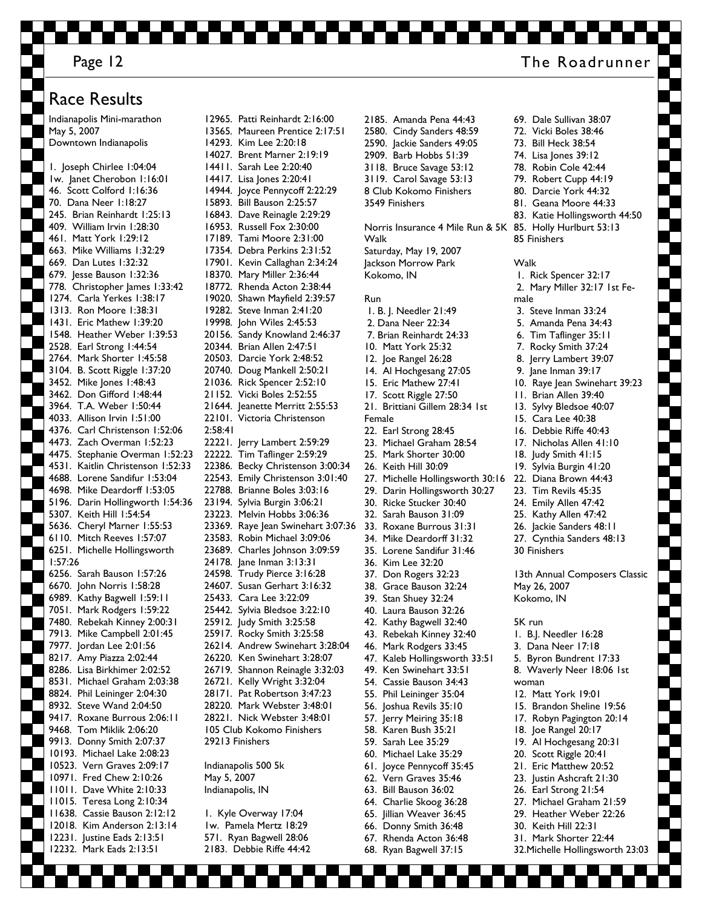## Race Results

Indianapolis Mini-marathon
May 5, 2007
Downtown Indianapolis

1. Joseph Chirlee 1:04:04
1w. Janet Cherobon 1:16:01
46. Scott Colford 1:16:36
70. Dana Neer 1:18:27
245. Brian Reinhardt 1:25:13
409. William Irvin 1:28:30
461. Matt York 1:29:12
663. Mike Williams 1:32:29
669. Dan Lutes 1:32:32
679. Jesse Bauson 1:32:36
778. Christopher James 1:33:42
1274. Carla Yerkes 1:38:17
1313. Ron Moore 1:38:31
1431. Eric Mathew 1:39:20
1548. Heather Weber 1:39:53
2528. Earl Strong 1:44:54
2764. Mark Shorter 1:45:58
3104. B. Scott Riggle 1:37:20
3452. Mike Jones 1:48:43
3462. Don Gifford 1:48:44
3964. T.A. Weber 1:50:44
4033. Allison Irvin 1:51:00
4376. Carl Christenson 1:52:06
4473. Zach Overman 1:52:23
4475. Stephanie Overman 1:52:23
4531. Kaitlin Christenson 1:52:33
4688. Lorene Sandifur 1:53:04
4698. Mike Deardorff 1:53:05
5196. Darin Hollingworth 1:54:36
5307. Keith Hill 1:54:54
5636. Cheryl Marner 1:55:53
6110. Mitch Reeves 1:57:07
6251. Michelle Hollingsworth 1:57:26
6256. Sarah Bauson 1:57:26
6670. John Norris 1:58:28
6989. Kathy Bagwell 1:59:11
7051. Mark Rodgers 1:59:22
7480. Rebekah Kinney 2:00:31
7913. Mike Campbell 2:01:45
7977. Jordan Lee 2:01:56
8217. Amy Piazza 2:02:44
8286. Lisa Birkhimer 2:02:52
8531. Michael Graham 2:03:38
8824. Phil Leininger 2:04:30
8932. Steve Wand 2:04:50
9417. Roxane Burrous 2:06:11
9468. Tom Miklik 2:06:20
9913. Donny Smith 2:07:37
10193. Michael Lake 2:08:23
10523. Vern Graves 2:09:17
10971. Fred Chew 2:10:26
11011. Dave White 2:10:33
11015. Teresa Long 2:10:34
11638. Cassie Bauson 2:12:12
12018. Kim Anderson 2:13:14
12231. Justine Eads 2:13:51
12232. Mark Eads 2:13:51
12965. Patti Reinhardt 2:16:00
13565. Maureen Prentice 2:17:51
14293. Kim Lee 2:20:18
14027. Brent Marner 2:19:19
14411. Sarah Lee 2:20:40
14417. Lisa Jones 2:20:41
14944. Joyce Pennycoff 2:22:29
15893. Bill Bauson 2:25:57
16843. Dave Reinagle 2:29:29
16953. Russell Fox 2:30:00
17189. Tami Moore 2:31:00
17354. Debra Perkins 2:31:52
17901. Kevin Callaghan 2:34:24
18370. Mary Miller 2:36:44
18772. Rhenda Acton 2:38:44
19020. Shawn Mayfield 2:39:57
19282. Steve Inman 2:41:20
19998. John Wiles 2:45:53
20156. Sandy Knowland 2:46:37
20344. Brian Allen 2:47:51
20503. Darcie York 2:48:52
20740. Doug Mankell 2:50:21
21036. Rick Spencer 2:52:10
21152. Vicki Boles 2:52:55
21644. Jeanette Merritt 2:55:53
22101. Victoria Christenson 2:58:41
22221. Jerry Lambert 2:59:29
22222. Tim Taflinger 2:59:29
22386. Becky Christenson 3:00:34
22543. Emily Christenson 3:01:40
22788. Brianne Boles 3:03:16
23194. Sylvia Burgin 3:06:21
23223. Melvin Hobbs 3:06:36
23369. Raye Jean Swinehart 3:07:36
23583. Robin Michael 3:09:06
23689. Charles Johnson 3:09:59
24178. Jane Inman 3:13:31
24598. Trudy Pierce 3:16:28
24607. Susan Gerhart 3:16:32
25433. Cara Lee 3:22:09
25442. Sylvia Bledsoe 3:22:10
25912. Judy Smith 3:25:58
25917. Rocky Smith 3:25:58
26214. Andrew Swinehart 3:28:04
26220. Ken Swinehart 3:28:07
26719. Shannon Reinagle 3:32:03
26721. Kelly Wright 3:32:04
28171. Pat Robertson 3:47:23
28220. Mark Webster 3:48:01
28221. Nick Webster 3:48:01
105 Club Kokomo Finishers
29213 Finishers

Indianapolis 500 5k
May 5, 2007
Indianapolis, IN

1. Kyle Overway 17:04
1w. Pamela Mertz 18:29
571. Ryan Bagwell 28:06
2183. Debbie Riffe 44:42
2185. Amanda Pena 44:43
2580. Cindy Sanders 48:59
2590. Jackie Sanders 49:05
2909. Barb Hobbs 51:39
3118. Bruce Savage 53:12
3119. Carol Savage 53:13
8 Club Kokomo Finishers
3549 Finishers

Norris Insurance 4 Mile Run & 5K Walk
Saturday, May 19, 2007
Jackson Morrow Park
Kokomo, IN

Run
1. B. J. Needler 21:49
2. Dana Neer 22:34
7. Brian Reinhardt 24:33
10. Matt York 25:32
12. Joe Rangel 26:28
14. Al Hochgesang 27:05
15. Eric Mathew 27:41
17. Scott Riggle 27:50
21. Brittiani Gillem 28:34 1st Female
22. Earl Strong 28:45
23. Michael Graham 28:54
25. Mark Shorter 30:00
26. Keith Hill 30:09
27. Michelle Hollingsworth 30:16
29. Darin Hollingsworth 30:27
30. Ricke Stucker 30:40
32. Sarah Bauson 31:09
33. Roxane Burrous 31:31
34. Mike Deardorff 31:32
35. Lorene Sandifur 31:46
36. Kim Lee 32:20
37. Don Rogers 32:23
38. Grace Bauson 32:24
39. Stan Shuey 32:24
40. Laura Bauson 32:26
42. Kathy Bagwell 32:40
43. Rebekah Kinney 32:40
46. Mark Rodgers 33:45
47. Kaleb Hollingsworth 33:51
49. Ken Swinehart 33:51
54. Cassie Bauson 34:43
55. Phil Leininger 35:04
56. Joshua Revils 35:10
57. Jerry Meiring 35:18
58. Karen Bush 35:21
59. Sarah Lee 35:29
60. Michael Lake 35:29
61. Joyce Pennycoff 35:45
62. Vern Graves 35:46
63. Bill Bauson 36:02
64. Charlie Skoog 36:28
65. Jillian Weaver 36:45
66. Donny Smith 36:48
67. Rhenda Acton 36:48
68. Ryan Bagwell 37:15
69. Dale Sullivan 38:07
72. Vicki Boles 38:46
73. Bill Heck 38:54
74. Lisa Jones 39:12
78. Robin Cole 42:44
79. Robert Cupp 44:19
80. Darcie York 44:32
81. Geana Moore 44:33
83. Katie Hollingsworth 44:50
85. Holly Hurlburt 53:13
85 Finishers

Walk
1. Rick Spencer 32:17
2. Mary Miller 32:17 1st Female
3. Steve Inman 33:24
5. Amanda Pena 34:43
6. Tim Taflinger 35:11
7. Rocky Smith 37:24
8. Jerry Lambert 39:07
9. Jane Inman 39:17
10. Raye Jean Swinehart 39:23
11. Brian Allen 39:40
13. Sylvy Bledsoe 40:07
15. Cara Lee 40:38
16. Debbie Riffe 40:43
17. Nicholas Allen 41:10
18. Judy Smith 41:15
19. Sylvia Burgin 41:20
22. Diana Brown 44:43
23. Tim Revils 45:35
24. Emily Allen 47:42
25. Kathy Allen 47:42
26. Jackie Sanders 48:11
27. Cynthia Sanders 48:13
30 Finishers

13th Annual Composers Classic
May 26, 2007
Kokomo, IN

5K run
1. B.J. Needler 16:28
3. Dana Neer 17:18
5. Byron Bundrent 17:33
8. Waverly Neer 18:06 1st woman
12. Matt York 19:01
15. Brandon Sheline 19:56
17. Robyn Pagington 20:14
18. Joe Rangel 20:17
19. Al Hochgesang 20:31
20. Scott Riggle 20:41
21. Eric Matthew 20:52
23. Justin Ashcraft 21:30
26. Earl Strong 21:54
27. Michael Graham 21:59
29. Heather Weber 22:26
30. Keith Hill 22:31
31. Mark Shorter 22:44
32. Michelle Hollingsworth 23:03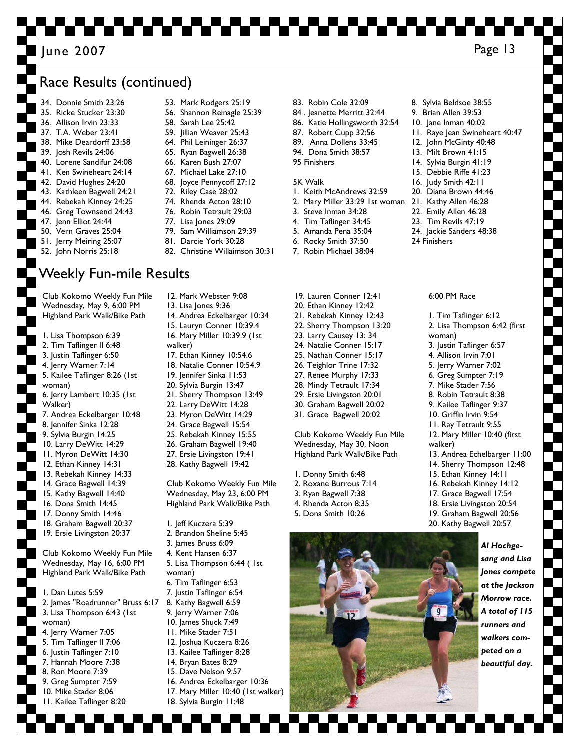## Race Results (continued)

34. Donnie Smith 23:26
35. Ricke Stucker 23:30
36. Allison Irvin 23:33
37. T.A. Weber 23:41
38. Mike Deardorff 23:58
39. Josh Revils 24:06
40. Lorene Sandifur 24:08
41. Ken Swineheart 24:14
42. David Hughes 24:20
43. Kathleen Bagwell 24:21
44. Rebekah Kinney 24:25
46. Greg Townsend 24:43
47. Jenn Elliot 24:44
50. Vern Graves 25:04
51. Jerry Meiring 25:07
52. John Norris 25:18
53. Mark Rodgers 25:19
56. Shannon Reinagle 25:39
58. Sarah Lee 25:42
59. Jillian Weaver 25:43
64. Phil Leininger 26:37
65. Ryan Bagwell 26:38
66. Karen Bush 27:07
67. Michael Lake 27:10
68. Joyce Pennycoff 27:12
72. Riley Case 28:02
74. Rhenda Acton 28:10
76. Robin Tetrault 29:03
77. Lisa Jones 29:09
79. Sam Williamson 29:39
81. Darcie York 30:28
82. Christine Willaimson 30:31
83. Robin Cole 32:09
84. Jeanette Merritt 32:44
86. Katie Hollingsworth 32:54
87. Robert Cupp 32:56
89. Anna Dollens 33:45
94. Dona Smith 38:57

95 Finishers

5K Walk

1. Keith McAndrews 32:59
2. Mary Miller 33:29 1st woman
3. Steve Inman 34:28
4. Tim Taflinger 34:45
5. Amanda Pena 35:04
6. Rocky Smith 37:50
7. Robin Michael 38:04
8. Sylvia Beldsoe 38:55
9. Brian Allen 39:53
10. Jane Inman 40:02
11. Raye Jean Swineheart 40:47
12. John McGinty 40:48
13. Milt Brown 41:15
14. Sylvia Burgin 41:19
15. Debbie Riffe 41:23
16. Judy Smith 42:11
20. Diana Brown 44:46
21. Kathy Allen 46:28
22. Emily Allen 46.28
23. Tim Revils 47:19
24. Jackie Sanders 48:38

24 Finishers

## Weekly Fun-mile Results

Club Kokomo Weekly Fun Mile
Wednesday, May 9, 6:00 PM
Highland Park Walk/Bike Path

1. Lisa Thompson 6:39
2. Tim Taflinger II 6:48
3. Justin Taflinger 6:50
4. Jerry Warner 7:14
5. Kailee Taflinger 8:26 (1st woman)
6. Jerry Lambert 10:35 (1st Walker)
7. Andrea Eckelbarger 10:48
8. Jennifer Sinka 12:28
9. Sylvia Burgin 14:25
10. Larry DeWitt 14:29
11. Myron DeWitt 14:30
12. Ethan Kinney 14:31
13. Rebekah Kinney 14:33
14. Grace Bagwell 14:39
15. Kathy Bagwell 14:40
16. Dona Smith 14:45
17. Donny Smith 14:46
18. Graham Bagwell 20:37
19. Ersie Livingston 20:37

Club Kokomo Weekly Fun Mile
Wednesday, May 16, 6:00 PM
Highland Park Walk/Bike Path

1. Dan Lutes 5:59
2. James "Roadrunner" Bruss 6:17
3. Lisa Thompson 6:43 (1st woman)
4. Jerry Warner 7:05
5. Tim Taflinger II 7:06
6. Justin Taflinger 7:10
7. Hannah Moore 7:38
8. Ron Moore 7:39
9. Greg Sumpter 7:59
10. Mike Stader 8:06
11. Kailee Taflinger 8:20
12. Mark Webster 9:08
13. Lisa Jones 9:36
14. Andrea Eckelbarger 10:34
15. Lauryn Conner 10:39.4
16. Mary Miller 10:39.9 (1st walker)
17. Ethan Kinney 10:54.6
18. Natalie Conner 10:54.9
19. Jennifer Sinka 11:53
20. Sylvia Burgin 13:47
21. Sherry Thompson 13:49
22. Larry DeWitt 14:28
23. Myron DeWitt 14:29
24. Grace Bagwell 15:54
25. Rebekah Kinney 15:55
26. Graham Bagwell 19:40
27. Ersie Livingston 19:41
28. Kathy Bagwell 19:42

Club Kokomo Weekly Fun Mile
Wednesday, May 23, 6:00 PM
Highland Park Walk/Bike Path

1. Jeff Kuczera 5:39
2. Brandon Sheline 5:45
3. James Bruss 6:09
4. Kent Hansen 6:37
5. Lisa Thompson 6:44 ( 1st woman)
6. Tim Taflinger 6:53
7. Justin Taflinger 6:54
8. Kathy Bagwell 6:59
9. Jerry Warner 7:06
10. James Shuck 7:49
11. Mike Stader 7:51
12. Joshua Kuczera 8:26
13. Kailee Taflinger 8:28
14. Bryan Bates 8:29
15. Dave Nelson 9:57
16. Andrea Eckelbarger 10:36
17. Mary Miller 10:40 (1st walker)
18. Sylvia Burgin 11:48
19. Lauren Conner 12:41
20. Ethan Kinney 12:42
21. Rebekah Kinney 12:43
22. Sherry Thompson 13:20
23. Larry Causey 13: 34
24. Natalie Conner 15:17
25. Nathan Conner 15:17
26. Teighlor Trine 17:32
27. Renee Murphy 17:33
28. Mindy Tetrault 17:34
29. Ersie Livingston 20:01
30. Graham Bagwell 20:02
31. Grace Bagwell 20:02

Club Kokomo Weekly Fun Mile
Wednesday, May 30, Noon
Highland Park Walk/Bike Path

1. Donny Smith 6:48
2. Roxane Burrous 7:14
3. Ryan Bagwell 7:38
4. Rhenda Acton 8:35
5. Dona Smith 10:26

6:00 PM Race

1. Tim Taflinger 6:12
2. Lisa Thompson 6:42 (first woman)
3. Justin Taflinger 6:57
4. Allison Irvin 7:01
5. Jerry Warner 7:02
6. Greg Sumpter 7:19
7. Mike Stader 7:56
8. Robin Tetrault 8:38
9. Kailee Taflinger 9:37
10. Griffin Irvin 9:54
11. Ray Tetrault 9:55
12. Mary Miller 10:40 (first walker)
13. Andrea Echelbarger 11:00
14. Sherry Thompson 12:48
15. Ethan Kinney 14:11
16. Rebekah Kinney 14:12
17. Grace Bagwell 17:54
18. Ersie Livingston 20:54
19. Graham Bagwell 20:56
20. Kathy Bagwell 20:57

***Al Hochgesang and Lisa Jones compete at the Jackson Morrow race. A total of 115 runners and walkers competed on a beautiful day.***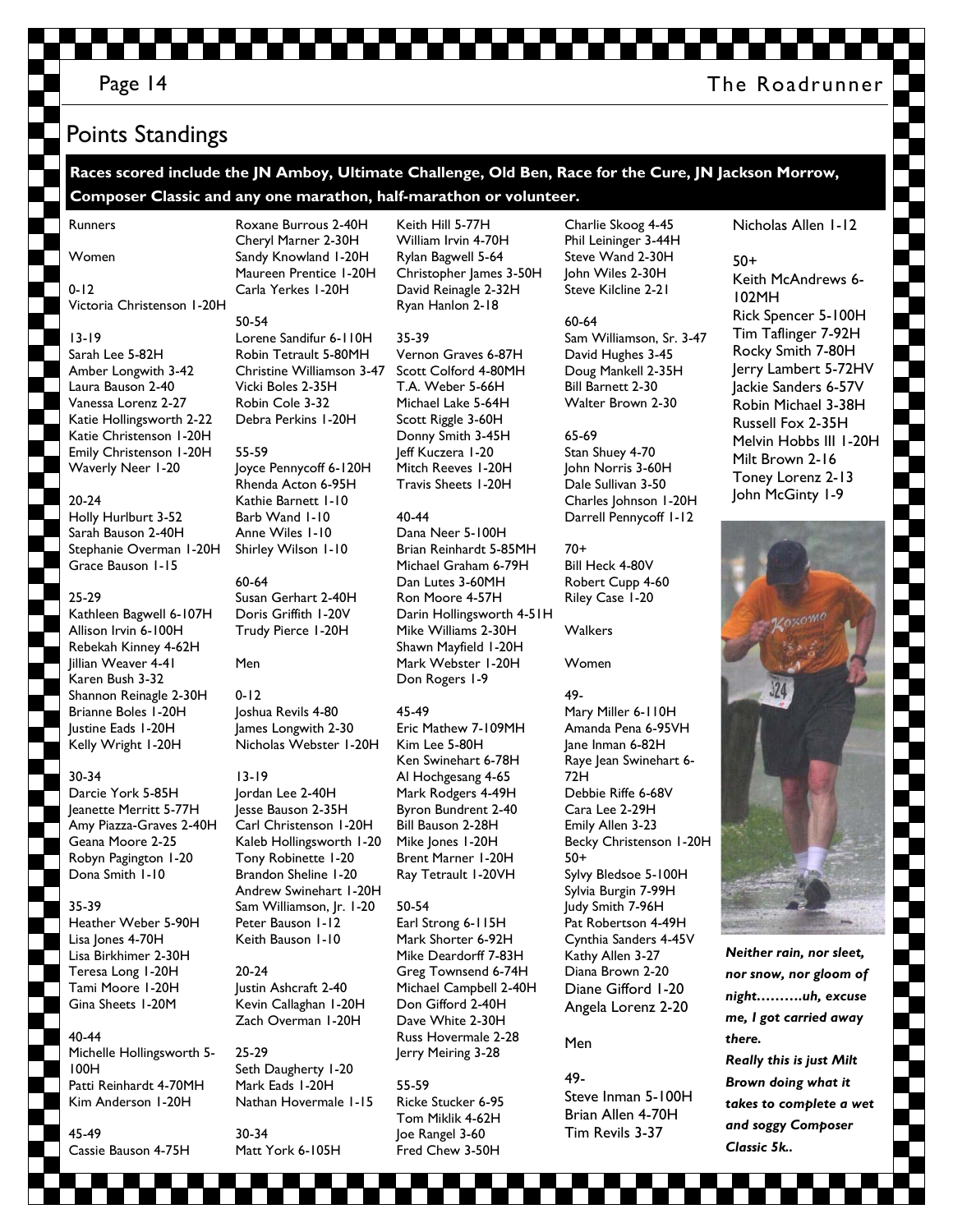# Points Standings

**Races scored include the JN Amboy, Ultimate Challenge, Old Ben, Race for the Cure, JN Jackson Morrow, Composer Classic and any one marathon, half-marathon or volunteer.**

## Runners

### Women

0-12
Victoria Christenson 1-20H

13-19
Sarah Lee 5-82H
Amber Longwith 3-42
Laura Bauson 2-40
Vanessa Lorenz 2-27
Katie Hollingsworth 2-22
Katie Christenson 1-20H
Emily Christenson 1-20H
Waverly Neer 1-20

20-24
Holly Hurlburt 3-52
Sarah Bauson 2-40H
Stephanie Overman 1-20H
Grace Bauson 1-15

25-29
Kathleen Bagwell 6-107H
Allison Irvin 6-100H
Rebekah Kinney 4-62H
Jillian Weaver 4-41
Karen Bush 3-32
Shannon Reinagle 2-30H
Brianne Boles 1-20H
Justine Eads 1-20H
Kelly Wright 1-20H

30-34
Darcie York 5-85H
Jeanette Merritt 5-77H
Amy Piazza-Graves 2-40H
Geana Moore 2-25
Robyn Pagington 1-20
Dona Smith 1-10

35-39
Heather Weber 5-90H
Lisa Jones 4-70H
Lisa Birkhimer 2-30H
Teresa Long 1-20H
Tami Moore 1-20H
Gina Sheets 1-20M

40-44
Michelle Hollingsworth 5-100H
Patti Reinhardt 4-70MH
Kim Anderson 1-20H

45-49
Cassie Bauson 4-75H
Roxane Burrous 2-40H
Cheryl Marner 2-30H
Sandy Knowland 1-20H
Maureen Prentice 1-20H
Carla Yerkes 1-20H

50-54
Lorene Sandifur 6-110H
Robin Tetrault 5-80MH
Christine Williamson 3-47
Vicki Boles 2-35H
Robin Cole 3-32
Debra Perkins 1-20H

55-59
Joyce Pennycoff 6-120H
Rhenda Acton 6-95H
Kathie Barnett 1-10
Barb Wand 1-10
Anne Wiles 1-10
Shirley Wilson 1-10

60-64
Susan Gerhart 2-40H
Doris Griffith 1-20V
Trudy Pierce 1-20H

### Men

0-12
Joshua Revils 4-80
James Longwith 2-30
Nicholas Webster 1-20H

13-19
Jordan Lee 2-40H
Jesse Bauson 2-35H
Carl Christenson 1-20H
Kaleb Hollingsworth 1-20
Tony Robinette 1-20
Brandon Sheline 1-20
Andrew Swinehart 1-20H
Sam Williamson, Jr. 1-20
Peter Bauson 1-12
Keith Bauson 1-10

20-24
Justin Ashcraft 2-40
Kevin Callaghan 1-20H
Zach Overman 1-20H

25-29
Seth Daugherty 1-20
Mark Eads 1-20H
Nathan Hovermale 1-15

30-34
Matt York 6-105H
Keith Hill 5-77H
William Irvin 4-70H
Rylan Bagwell 5-64
Christopher James 3-50H
David Reinagle 2-32H
Ryan Hanlon 2-18

35-39
Vernon Graves 6-87H
Scott Colford 4-80MH
T.A. Weber 5-66H
Michael Lake 5-64H
Scott Riggle 3-60H
Donny Smith 3-45H
Jeff Kuczera 1-20
Mitch Reeves 1-20H
Travis Sheets 1-20H

40-44
Dana Neer 5-100H
Brian Reinhardt 5-85MH
Michael Graham 6-79H
Dan Lutes 3-60MH
Ron Moore 4-57H
Darin Hollingsworth 4-51H
Mike Williams 2-30H
Shawn Mayfield 1-20H
Mark Webster 1-20H
Don Rogers 1-9

45-49
Eric Mathew 7-109MH
Kim Lee 5-80H
Ken Swinehart 6-78H
Al Hochgesang 4-65
Mark Rodgers 4-49H
Byron Bundrent 2-40
Bill Bauson 2-28H
Mike Jones 1-20H
Brent Marner 1-20H
Ray Tetrault 1-20VH

50-54
Earl Strong 6-115H
Mark Shorter 6-92H
Mike Deardorff 7-83H
Greg Townsend 6-74H
Michael Campbell 2-40H
Don Gifford 2-40H
Dave White 2-30H
Russ Hovermale 2-28
Jerry Meiring 3-28

55-59
Ricke Stucker 6-95
Tom Miklik 4-62H
Joe Rangel 3-60
Fred Chew 3-50H
Charlie Skoog 4-45
Phil Leininger 3-44H
Steve Wand 2-30H
John Wiles 2-30H
Steve Kilcline 2-21

60-64
Sam Williamson, Sr. 3-47
David Hughes 3-45
Doug Mankell 2-35H
Bill Barnett 2-30
Walter Brown 2-30

65-69
Stan Shuey 4-70
John Norris 3-60H
Dale Sullivan 3-50
Charles Johnson 1-20H
Darrell Pennycoff 1-12

70+
Bill Heck 4-80V
Robert Cupp 4-60
Riley Case 1-20

## Walkers

### Women

49-
Mary Miller 6-110H
Amanda Pena 6-95VH
Jane Inman 6-82H
Raye Jean Swinehart 6-72H
Debbie Riffe 6-68V
Cara Lee 2-29H
Emily Allen 3-23
Becky Christenson 1-20H

50+
Sylvy Bledsoe 5-100H
Sylvia Burgin 7-99H
Judy Smith 7-96H
Pat Robertson 4-49H
Cynthia Sanders 4-45V
Kathy Allen 3-27
Diana Brown 2-20
Diane Gifford 1-20
Angela Lorenz 2-20

### Men

49-
Steve Inman 5-100H
Brian Allen 4-70H
Tim Revils 3-37
Nicholas Allen 1-12

50+
Keith McAndrews 6-102MH
Rick Spencer 5-100H
Tim Taflinger 7-92H
Rocky Smith 7-80H
Jerry Lambert 5-72HV
Jackie Sanders 6-57V
Robin Michael 3-38H
Russell Fox 2-35H
Melvin Hobbs III 1-20H
Milt Brown 2-16
Toney Lorenz 2-13
John McGinty 1-9

***Neither rain, nor sleet, nor snow, nor gloom of night……….uh, excuse me, I got carried away there.***
***Really this is just Milt Brown doing what it takes to complete a wet and soggy Composer Classic 5k..***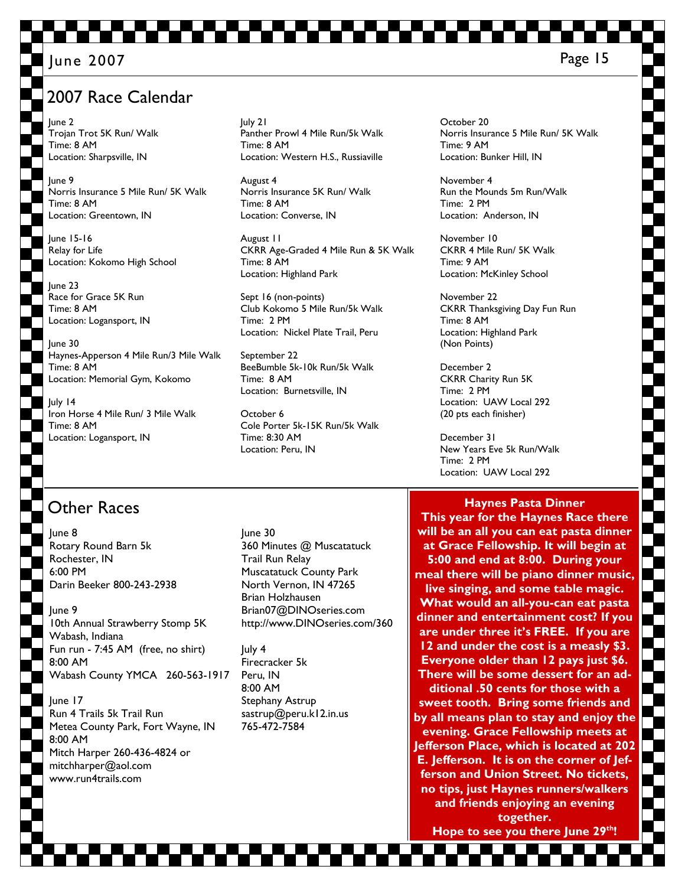## 2007 Race Calendar

June 2
Trojan Trot 5K Run/ Walk
Time: 8 AM
Location: Sharpsville, IN

June 9
Norris Insurance 5 Mile Run/ 5K Walk
Time: 8 AM
Location: Greentown, IN

June 15-16
Relay for Life
Location: Kokomo High School

June 23
Race for Grace 5K Run
Time: 8 AM
Location: Logansport, IN

June 30
Haynes-Apperson 4 Mile Run/3 Mile Walk
Time: 8 AM
Location: Memorial Gym, Kokomo

July 14
Iron Horse 4 Mile Run/ 3 Mile Walk
Time: 8 AM
Location: Logansport, IN

July 21
Panther Prowl 4 Mile Run/5k Walk
Time: 8 AM
Location: Western H.S., Russiaville

August 4
Norris Insurance 5K Run/ Walk
Time: 8 AM
Location: Converse, IN

August 11
CKRR Age-Graded 4 Mile Run & 5K Walk
Time: 8 AM
Location: Highland Park

Sept 16 (non-points)
Club Kokomo 5 Mile Run/5k Walk
Time: 2 PM
Location: Nickel Plate Trail, Peru

September 22
BeeBumble 5k-10k Run/5k Walk
Time: 8 AM
Location: Burnetsville, IN

October 6
Cole Porter 5k-15K Run/5k Walk
Time: 8:30 AM
Location: Peru, IN

October 20
Norris Insurance 5 Mile Run/ 5K Walk
Time: 9 AM
Location: Bunker Hill, IN

November 4
Run the Mounds 5m Run/Walk
Time: 2 PM
Location: Anderson, IN

November 10
CKRR 4 Mile Run/ 5K Walk
Time: 9 AM
Location: McKinley School

November 22
CKRR Thanksgiving Day Fun Run
Time: 8 AM
Location: Highland Park
(Non Points)

December 2
CKRR Charity Run 5K
Time: 2 PM
Location: UAW Local 292
(20 pts each finisher)

December 31
New Years Eve 5k Run/Walk
Time: 2 PM
Location: UAW Local 292

## Other Races

June 8
Rotary Round Barn 5k
Rochester, IN
6:00 PM
Darin Beeker 800-243-2938

June 9
10th Annual Strawberry Stomp 5K
Wabash, Indiana
Fun run - 7:45 AM (free, no shirt)
8:00 AM
Wabash County YMCA 260-563-1917

June 17
Run 4 Trails 5k Trail Run
Metea County Park, Fort Wayne, IN
8:00 AM
Mitch Harper 260-436-4824 or
mitchharper@aol.com
www.run4trails.com

June 30
360 Minutes @ Muscatatuck
Trail Run Relay
Muscatatuck County Park
North Vernon, IN 47265
Brian Holzhausen
Brian07@DINOseries.com
http://www.DINOseries.com/360

July 4
Firecracker 5k
Peru, IN
8:00 AM
Stephany Astrup
sastrup@peru.k12.in.us
765-472-7584

**Haynes Pasta Dinner**

**This year for the Haynes Race there will be an all you can eat pasta dinner at Grace Fellowship. It will begin at 5:00 and end at 8:00. During your meal there will be piano dinner music, live singing, and some table magic. What would an all-you-can eat pasta dinner and entertainment cost? If you are under three it's FREE. If you are 12 and under the cost is a measly $3. Everyone older than 12 pays just $6. There will be some dessert for an additional .50 cents for those with a sweet tooth. Bring some friends and by all means plan to stay and enjoy the evening. Grace Fellowship meets at Jefferson Place, which is located at 202 E. Jefferson. It is on the corner of Jefferson and Union Street. No tickets, no tips, just Haynes runners/walkers and friends enjoying an evening together.**

**Hope to see you there June 29th!**